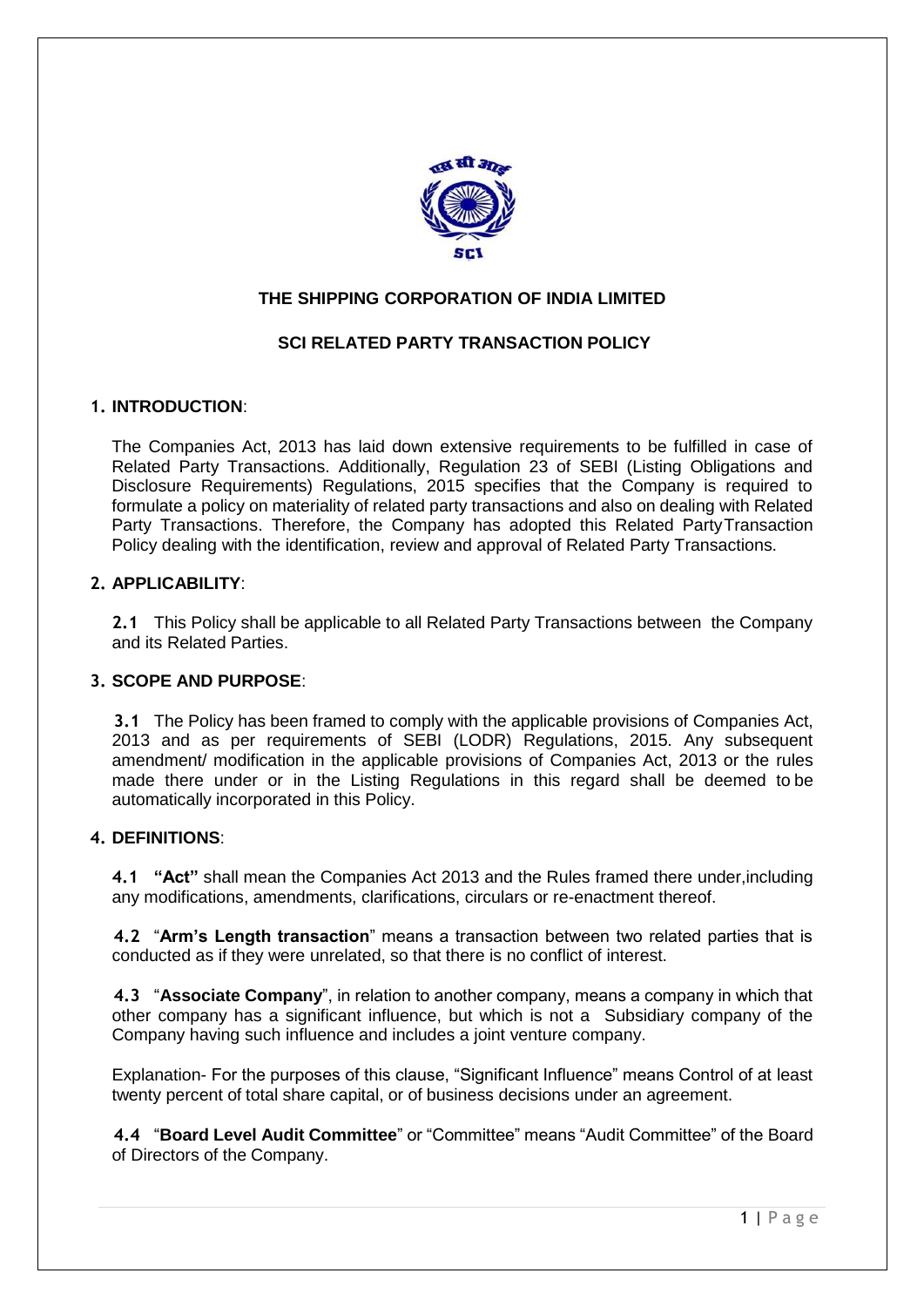# THE SHIPPING CORPORATION OF INDIA LIMITED

## SCI RELATED PARTY TRANSACTION POLICY

### 1. INTRODUCTION:

The Companies Act, 2013 has laid down extensive requirements to be fulfilled in case of Related Party Transactions. Additionally, Regulation 23 of SEBI (Listing Obligations and Disclosure Requirements) Regulations, 2015 specifies that the Company is required to formulate a policy on materiality of related party transactions and also on dealing with Related Party Transactions. Therefore, the Company has adopted this Related Party Transaction Policy dealing with the identification, review and approval of Related Party Transactions.

### 2. APPLICABILITY:

**2.1** This Policy shall be applicable to all Related Party Transactions between the Company and its Related Parties.

### 3. SCOPE AND PURPOSE:

**3.1** The Policy has been framed to comply with the applicable provisions of Companies Act, 2013 and as per requirements of SEBI (LODR) Regulations, 2015. Any subsequent amendment/ modification in the applicable provisions of Companies Act, 2013 or the rules made there under or in the Listing Regulations in this regard shall be deemed to be automatically incorporated in this Policy.

### 4. DEFINITIONS:

**4.1 "Act"** shall mean the Companies Act 2013 and the Rules framed there under, including any modifications, amendments, clarifications, circulars or re-enactment thereof.

**4.2** "**Arm's Length transaction**" means a transaction between two related parties that is conducted as if they were unrelated, so that there is no conflict of interest.

**4.3** "**Associate Company**", in relation to another company, means a company in which that other company has a significant influence, but which is not a Subsidiary company of the Company having such influence and includes a joint venture company.

Explanation- For the purposes of this clause, "Significant Influence" means Control of at least twenty percent of total share capital, or of business decisions under an agreement.

**4.4** "**Board Level Audit Committee**" or "Committee" means "Audit Committee" of the Board of Directors of the Company.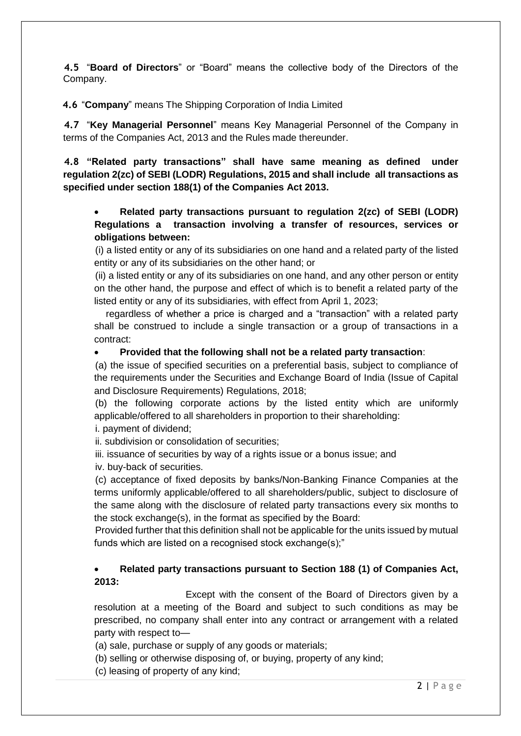**4.5** "**Board of Directors**" or "Board" means the collective body of the Directors of the Company.

**4.6** "**Company**" means The Shipping Corporation of India Limited

**4.7** "**Key Managerial Personnel**" means Key Managerial Personnel of the Company in terms of the Companies Act, 2013 and the Rules made thereunder.

**4.8 "Related party transactions" shall have same meaning as defined under regulation 2(zc) of SEBI (LODR) Regulations, 2015 and shall include all transactions as specified under section 188(1) of the Companies Act 2013.**

- **Related party transactions pursuant to regulation 2(zc) of SEBI (LODR) Regulations a transaction involving a transfer of resources, services or obligations between:**

  (i) a listed entity or any of its subsidiaries on one hand and a related party of the listed entity or any of its subsidiaries on the other hand; or

  (ii) a listed entity or any of its subsidiaries on one hand, and any other person or entity on the other hand, the purpose and effect of which is to benefit a related party of the listed entity or any of its subsidiaries, with effect from April 1, 2023;

  regardless of whether a price is charged and a "transaction" with a related party shall be construed to include a single transaction or a group of transactions in a contract:

- **Provided that the following shall not be a related party transaction**:

  (a) the issue of specified securities on a preferential basis, subject to compliance of the requirements under the Securities and Exchange Board of India (Issue of Capital and Disclosure Requirements) Regulations, 2018;

  (b) the following corporate actions by the listed entity which are uniformly applicable/offered to all shareholders in proportion to their shareholding:

  i. payment of dividend;

  ii. subdivision or consolidation of securities;

  iii. issuance of securities by way of a rights issue or a bonus issue; and

  iv. buy-back of securities.

  (c) acceptance of fixed deposits by banks/Non-Banking Finance Companies at the terms uniformly applicable/offered to all shareholders/public, subject to disclosure of the same along with the disclosure of related party transactions every six months to the stock exchange(s), in the format as specified by the Board:

  Provided further that this definition shall not be applicable for the units issued by mutual funds which are listed on a recognised stock exchange(s);"

- **Related party transactions pursuant to Section 188 (1) of Companies Act, 2013:**

  Except with the consent of the Board of Directors given by a resolution at a meeting of the Board and subject to such conditions as may be prescribed, no company shall enter into any contract or arrangement with a related party with respect to—

  (a) sale, purchase or supply of any goods or materials;

  (b) selling or otherwise disposing of, or buying, property of any kind;

  (c) leasing of property of any kind;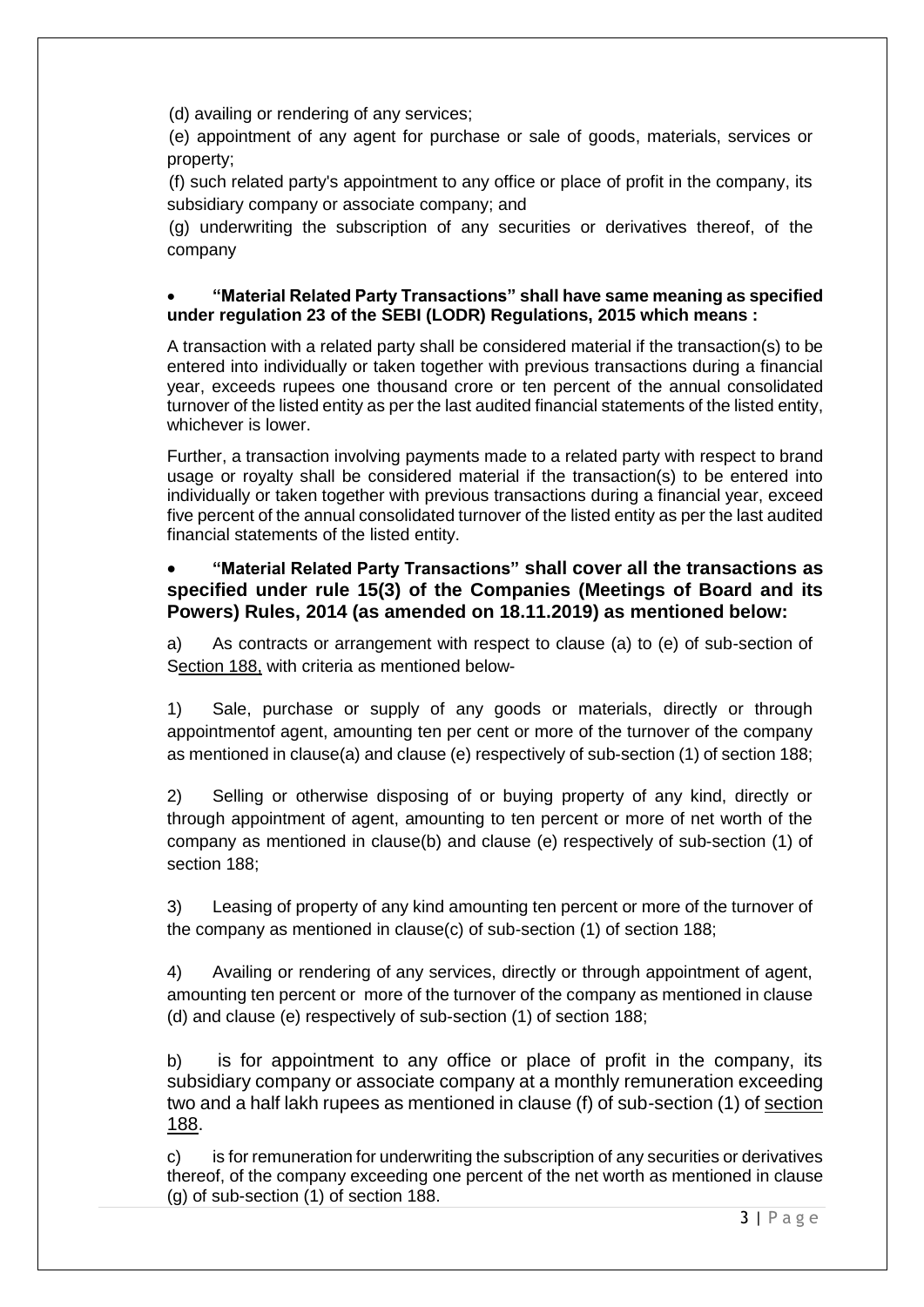(d) availing or rendering of any services;

(e) appointment of any agent for purchase or sale of goods, materials, services or property;

(f) such related party's appointment to any office or place of profit in the company, its subsidiary company or associate company; and

(g) underwriting the subscription of any securities or derivatives thereof, of the company

- **"Material Related Party Transactions" shall have same meaning as specified under regulation 23 of the SEBI (LODR) Regulations, 2015 which means :**

A transaction with a related party shall be considered material if the transaction(s) to be entered into individually or taken together with previous transactions during a financial year, exceeds rupees one thousand crore or ten percent of the annual consolidated turnover of the listed entity as per the last audited financial statements of the listed entity, whichever is lower.

Further, a transaction involving payments made to a related party with respect to brand usage or royalty shall be considered material if the transaction(s) to be entered into individually or taken together with previous transactions during a financial year, exceed five percent of the annual consolidated turnover of the listed entity as per the last audited financial statements of the listed entity.

- **"Material Related Party Transactions" shall cover all the transactions as specified under rule 15(3) of the Companies (Meetings of Board and its Powers) Rules, 2014 (as amended on 18.11.2019) as mentioned below:**

a) As contracts or arrangement with respect to clause (a) to (e) of sub-section of Section 188, with criteria as mentioned below-

1) Sale, purchase or supply of any goods or materials, directly or through appointmentof agent, amounting ten per cent or more of the turnover of the company as mentioned in clause(a) and clause (e) respectively of sub-section (1) of section 188;

2) Selling or otherwise disposing of or buying property of any kind, directly or through appointment of agent, amounting to ten percent or more of net worth of the company as mentioned in clause(b) and clause (e) respectively of sub-section (1) of section 188;

3) Leasing of property of any kind amounting ten percent or more of the turnover of the company as mentioned in clause(c) of sub-section (1) of section 188;

4) Availing or rendering of any services, directly or through appointment of agent, amounting ten percent or more of the turnover of the company as mentioned in clause (d) and clause (e) respectively of sub-section (1) of section 188;

b) is for appointment to any office or place of profit in the company, its subsidiary company or associate company at a monthly remuneration exceeding two and a half lakh rupees as mentioned in clause (f) of sub-section (1) of section 188.

c) is for remuneration for underwriting the subscription of any securities or derivatives thereof, of the company exceeding one percent of the net worth as mentioned in clause (g) of sub-section (1) of section 188.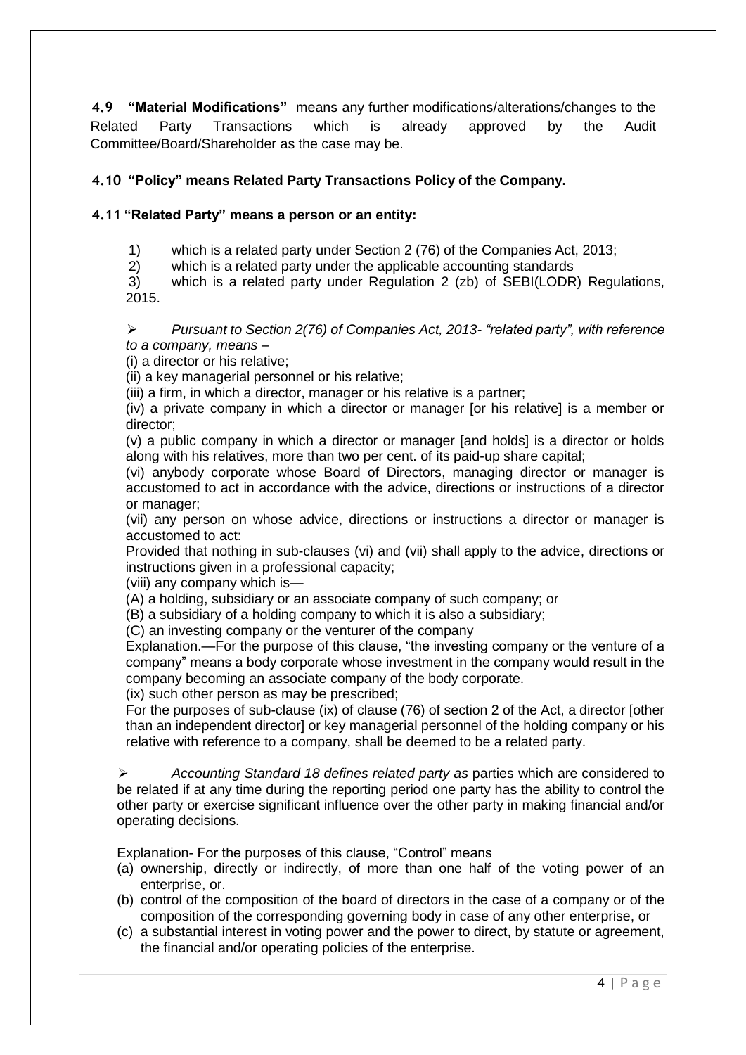**4.9 "Material Modifications"** means any further modifications/alterations/changes to the Related Party Transactions which is already approved by the Audit Committee/Board/Shareholder as the case may be.

**4.10 "Policy" means Related Party Transactions Policy of the Company.**

**4.11 "Related Party" means a person or an entity:**

1) which is a related party under Section 2 (76) of the Companies Act, 2013;
2) which is a related party under the applicable accounting standards
3) which is a related party under Regulation 2 (zb) of SEBI(LODR) Regulations, 2015.

- *Pursuant to Section 2(76) of Companies Act, 2013- "related party", with reference to a company, means –*

(i) a director or his relative;

(ii) a key managerial personnel or his relative;

(iii) a firm, in which a director, manager or his relative is a partner;

(iv) a private company in which a director or manager [or his relative] is a member or director;

(v) a public company in which a director or manager [and holds] is a director or holds along with his relatives, more than two per cent. of its paid-up share capital;

(vi) anybody corporate whose Board of Directors, managing director or manager is accustomed to act in accordance with the advice, directions or instructions of a director or manager;

(vii) any person on whose advice, directions or instructions a director or manager is accustomed to act:

Provided that nothing in sub-clauses (vi) and (vii) shall apply to the advice, directions or instructions given in a professional capacity;

(viii) any company which is—

(A) a holding, subsidiary or an associate company of such company; or

(B) a subsidiary of a holding company to which it is also a subsidiary;

(C) an investing company or the venturer of the company

Explanation.—For the purpose of this clause, "the investing company or the venture of a company" means a body corporate whose investment in the company would result in the company becoming an associate company of the body corporate.

(ix) such other person as may be prescribed;

For the purposes of sub-clause (ix) of clause (76) of section 2 of the Act, a director [other than an independent director] or key managerial personnel of the holding company or his relative with reference to a company, shall be deemed to be a related party.

- *Accounting Standard 18 defines related party as* parties which are considered to be related if at any time during the reporting period one party has the ability to control the other party or exercise significant influence over the other party in making financial and/or operating decisions.

Explanation- For the purposes of this clause, "Control" means

(a) ownership, directly or indirectly, of more than one half of the voting power of an enterprise, or.

(b) control of the composition of the board of directors in the case of a company or of the composition of the corresponding governing body in case of any other enterprise, or

(c) a substantial interest in voting power and the power to direct, by statute or agreement, the financial and/or operating policies of the enterprise.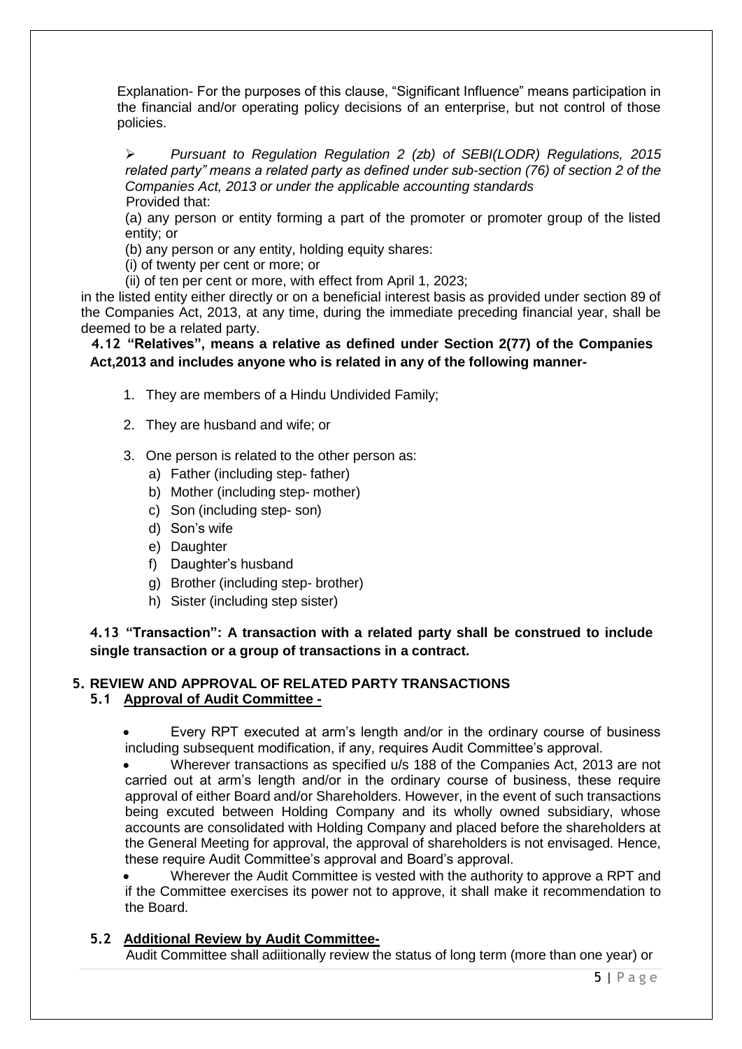Explanation- For the purposes of this clause, "Significant Influence" means participation in the financial and/or operating policy decisions of an enterprise, but not control of those policies.

- *Pursuant to Regulation Regulation 2 (zb) of SEBI(LODR) Regulations, 2015 related party" means a related party as defined under sub-section (76) of section 2 of the Companies Act, 2013 or under the applicable accounting standards*

Provided that:

(a) any person or entity forming a part of the promoter or promoter group of the listed entity; or

(b) any person or any entity, holding equity shares:

(i) of twenty per cent or more; or

(ii) of ten per cent or more, with effect from April 1, 2023;

in the listed entity either directly or on a beneficial interest basis as provided under section 89 of the Companies Act, 2013, at any time, during the immediate preceding financial year, shall be deemed to be a related party.

**4.12 "Relatives", means a relative as defined under Section 2(77) of the Companies Act,2013 and includes anyone who is related in any of the following manner-**

1. They are members of a Hindu Undivided Family;
2. They are husband and wife; or
3. One person is related to the other person as:
   a) Father (including step- father)
   b) Mother (including step- mother)
   c) Son (including step- son)
   d) Son's wife
   e) Daughter
   f) Daughter's husband
   g) Brother (including step- brother)
   h) Sister (including step sister)

**4.13 "Transaction": A transaction with a related party shall be construed to include single transaction or a group of transactions in a contract.**

## 5. REVIEW AND APPROVAL OF RELATED PARTY TRANSACTIONS

### 5.1 Approval of Audit Committee -

- Every RPT executed at arm's length and/or in the ordinary course of business including subsequent modification, if any, requires Audit Committee's approval.
- Wherever transactions as specified u/s 188 of the Companies Act, 2013 are not carried out at arm's length and/or in the ordinary course of business, these require approval of either Board and/or Shareholders. However, in the event of such transactions being excuted between Holding Company and its wholly owned subsidiary, whose accounts are consolidated with Holding Company and placed before the shareholders at the General Meeting for approval, the approval of shareholders is not envisaged. Hence, these require Audit Committee's approval and Board's approval.
- Wherever the Audit Committee is vested with the authority to approve a RPT and if the Committee exercises its power not to approve, it shall make it recommendation to the Board.

### 5.2 Additional Review by Audit Committee-

Audit Committee shall adiitionally review the status of long term (more than one year) or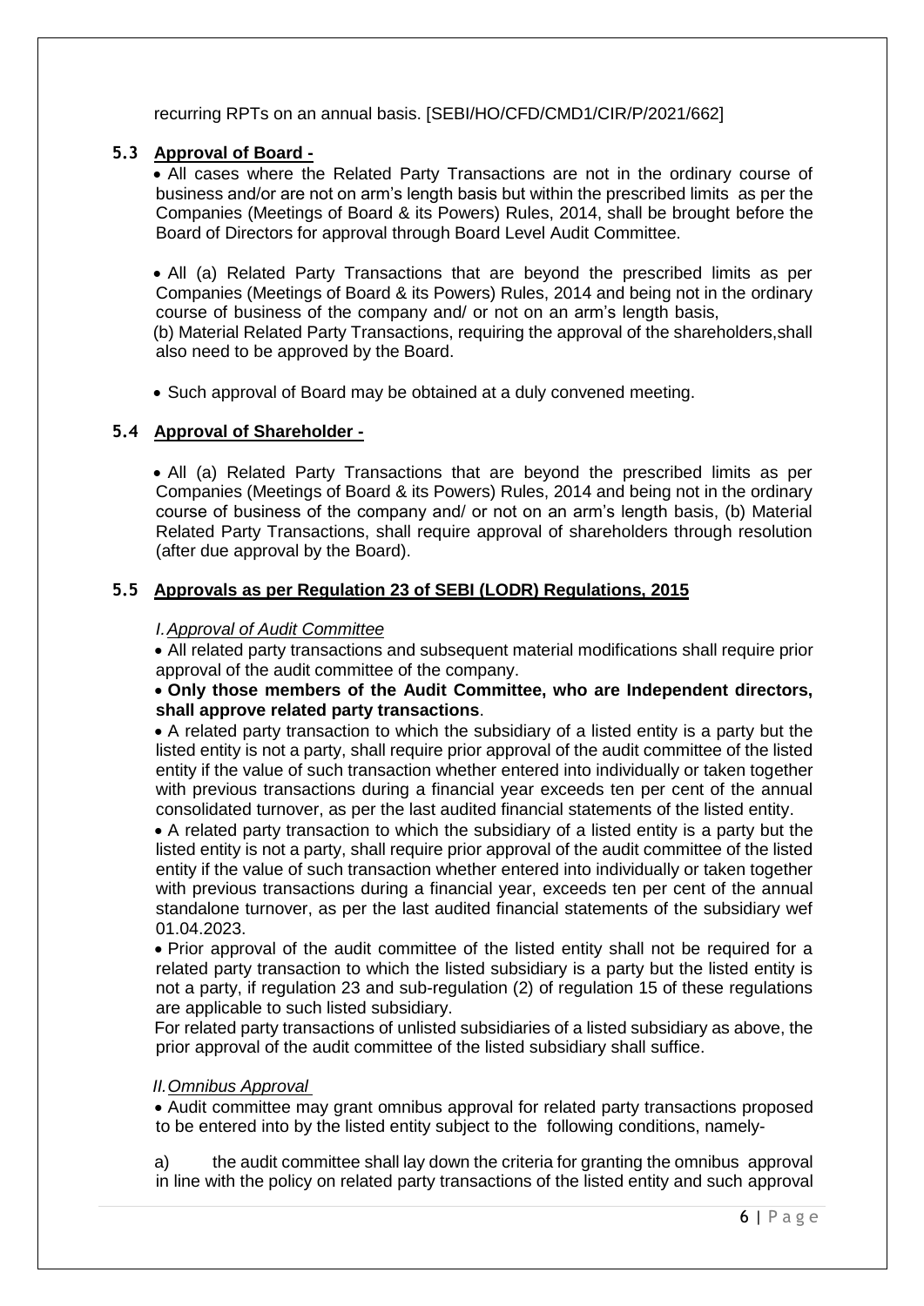recurring RPTs on an annual basis. [SEBI/HO/CFD/CMD1/CIR/P/2021/662]

### 5.3 Approval of Board -

- All cases where the Related Party Transactions are not in the ordinary course of business and/or are not on arm's length basis but within the prescribed limits as per the Companies (Meetings of Board & its Powers) Rules, 2014, shall be brought before the Board of Directors for approval through Board Level Audit Committee.

- All (a) Related Party Transactions that are beyond the prescribed limits as per Companies (Meetings of Board & its Powers) Rules, 2014 and being not in the ordinary course of business of the company and/ or not on an arm's length basis,
  (b) Material Related Party Transactions, requiring the approval of the shareholders,shall also need to be approved by the Board.

- Such approval of Board may be obtained at a duly convened meeting.

### 5.4 Approval of Shareholder -

- All (a) Related Party Transactions that are beyond the prescribed limits as per Companies (Meetings of Board & its Powers) Rules, 2014 and being not in the ordinary course of business of the company and/ or not on an arm's length basis, (b) Material Related Party Transactions, shall require approval of shareholders through resolution (after due approval by the Board).

### 5.5 Approvals as per Regulation 23 of SEBI (LODR) Regulations, 2015

*I. Approval of Audit Committee*

- All related party transactions and subsequent material modifications shall require prior approval of the audit committee of the company.
- **Only those members of the Audit Committee, who are Independent directors, shall approve related party transactions**.
- A related party transaction to which the subsidiary of a listed entity is a party but the listed entity is not a party, shall require prior approval of the audit committee of the listed entity if the value of such transaction whether entered into individually or taken together with previous transactions during a financial year exceeds ten per cent of the annual consolidated turnover, as per the last audited financial statements of the listed entity.
- A related party transaction to which the subsidiary of a listed entity is a party but the listed entity is not a party, shall require prior approval of the audit committee of the listed entity if the value of such transaction whether entered into individually or taken together with previous transactions during a financial year, exceeds ten per cent of the annual standalone turnover, as per the last audited financial statements of the subsidiary wef 01.04.2023.
- Prior approval of the audit committee of the listed entity shall not be required for a related party transaction to which the listed subsidiary is a party but the listed entity is not a party, if regulation 23 and sub-regulation (2) of regulation 15 of these regulations are applicable to such listed subsidiary.
  For related party transactions of unlisted subsidiaries of a listed subsidiary as above, the prior approval of the audit committee of the listed subsidiary shall suffice.

*II. Omnibus Approval*

- Audit committee may grant omnibus approval for related party transactions proposed to be entered into by the listed entity subject to the following conditions, namely-

a) the audit committee shall lay down the criteria for granting the omnibus approval in line with the policy on related party transactions of the listed entity and such approval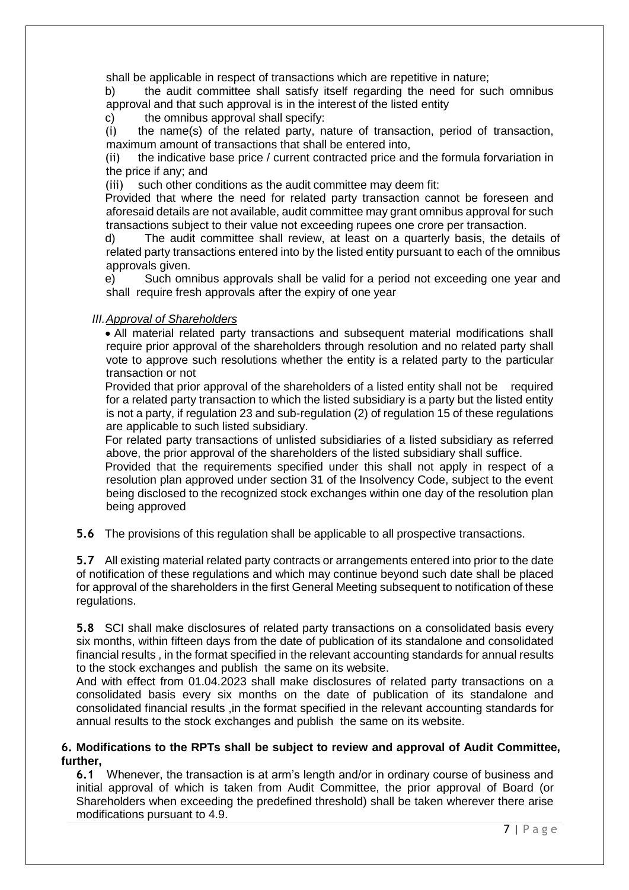shall be applicable in respect of transactions which are repetitive in nature;

b) the audit committee shall satisfy itself regarding the need for such omnibus approval and that such approval is in the interest of the listed entity

c) the omnibus approval shall specify:

(i) the name(s) of the related party, nature of transaction, period of transaction, maximum amount of transactions that shall be entered into,

(ii) the indicative base price / current contracted price and the formula forvariation in the price if any; and

(iii) such other conditions as the audit committee may deem fit:

Provided that where the need for related party transaction cannot be foreseen and aforesaid details are not available, audit committee may grant omnibus approval for such transactions subject to their value not exceeding rupees one crore per transaction.

d) The audit committee shall review, at least on a quarterly basis, the details of related party transactions entered into by the listed entity pursuant to each of the omnibus approvals given.

e) Such omnibus approvals shall be valid for a period not exceeding one year and shall require fresh approvals after the expiry of one year

*III. Approval of Shareholders*

- All material related party transactions and subsequent material modifications shall require prior approval of the shareholders through resolution and no related party shall vote to approve such resolutions whether the entity is a related party to the particular transaction or not

Provided that prior approval of the shareholders of a listed entity shall not be required for a related party transaction to which the listed subsidiary is a party but the listed entity is not a party, if regulation 23 and sub-regulation (2) of regulation 15 of these regulations are applicable to such listed subsidiary.

For related party transactions of unlisted subsidiaries of a listed subsidiary as referred above, the prior approval of the shareholders of the listed subsidiary shall suffice.

Provided that the requirements specified under this shall not apply in respect of a resolution plan approved under section 31 of the Insolvency Code, subject to the event being disclosed to the recognized stock exchanges within one day of the resolution plan being approved

**5.6** The provisions of this regulation shall be applicable to all prospective transactions.

**5.7** All existing material related party contracts or arrangements entered into prior to the date of notification of these regulations and which may continue beyond such date shall be placed for approval of the shareholders in the first General Meeting subsequent to notification of these regulations.

**5.8** SCI shall make disclosures of related party transactions on a consolidated basis every six months, within fifteen days from the date of publication of its standalone and consolidated financial results , in the format specified in the relevant accounting standards for annual results to the stock exchanges and publish the same on its website.

And with effect from 01.04.2023 shall make disclosures of related party transactions on a consolidated basis every six months on the date of publication of its standalone and consolidated financial results ,in the format specified in the relevant accounting standards for annual results to the stock exchanges and publish the same on its website.

**6. Modifications to the RPTs shall be subject to review and approval of Audit Committee, further,**

**6.1** Whenever, the transaction is at arm's length and/or in ordinary course of business and initial approval of which is taken from Audit Committee, the prior approval of Board (or Shareholders when exceeding the predefined threshold) shall be taken wherever there arise modifications pursuant to 4.9.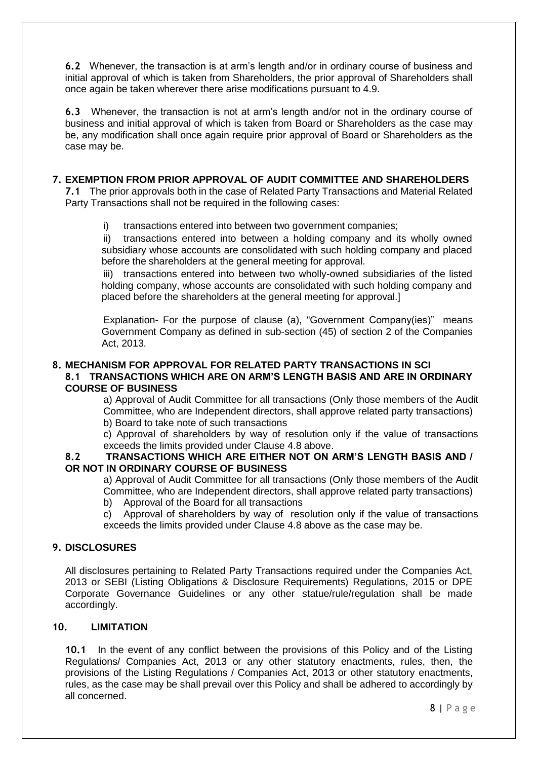**6.2** Whenever, the transaction is at arm's length and/or in ordinary course of business and initial approval of which is taken from Shareholders, the prior approval of Shareholders shall once again be taken wherever there arise modifications pursuant to 4.9.

**6.3** Whenever, the transaction is not at arm's length and/or not in the ordinary course of business and initial approval of which is taken from Board or Shareholders as the case may be, any modification shall once again require prior approval of Board or Shareholders as the case may be.

## 7. EXEMPTION FROM PRIOR APPROVAL OF AUDIT COMMITTEE AND SHAREHOLDERS

**7.1** The prior approvals both in the case of Related Party Transactions and Material Related Party Transactions shall not be required in the following cases:

i) transactions entered into between two government companies;

ii) transactions entered into between a holding company and its wholly owned subsidiary whose accounts are consolidated with such holding company and placed before the shareholders at the general meeting for approval.

iii) transactions entered into between two wholly-owned subsidiaries of the listed holding company, whose accounts are consolidated with such holding company and placed before the shareholders at the general meeting for approval.]

Explanation- For the purpose of clause (a), "Government Company(ies)" means Government Company as defined in sub-section (45) of section 2 of the Companies Act, 2013.

## 8. MECHANISM FOR APPROVAL FOR RELATED PARTY TRANSACTIONS IN SCI

### 8.1 TRANSACTIONS WHICH ARE ON ARM'S LENGTH BASIS AND ARE IN ORDINARY COURSE OF BUSINESS

a) Approval of Audit Committee for all transactions (Only those members of the Audit Committee, who are Independent directors, shall approve related party transactions)

b) Board to take note of such transactions

c) Approval of shareholders by way of resolution only if the value of transactions exceeds the limits provided under Clause 4.8 above.

### 8.2 TRANSACTIONS WHICH ARE EITHER NOT ON ARM'S LENGTH BASIS AND / OR NOT IN ORDINARY COURSE OF BUSINESS

a) Approval of Audit Committee for all transactions (Only those members of the Audit Committee, who are Independent directors, shall approve related party transactions)

b) Approval of the Board for all transactions

c) Approval of shareholders by way of resolution only if the value of transactions exceeds the limits provided under Clause 4.8 above as the case may be.

## 9. DISCLOSURES

All disclosures pertaining to Related Party Transactions required under the Companies Act, 2013 or SEBI (Listing Obligations & Disclosure Requirements) Regulations, 2015 or DPE Corporate Governance Guidelines or any other statue/rule/regulation shall be made accordingly.

## 10. LIMITATION

**10.1** In the event of any conflict between the provisions of this Policy and of the Listing Regulations/ Companies Act, 2013 or any other statutory enactments, rules, then, the provisions of the Listing Regulations / Companies Act, 2013 or other statutory enactments, rules, as the case may be shall prevail over this Policy and shall be adhered to accordingly by all concerned.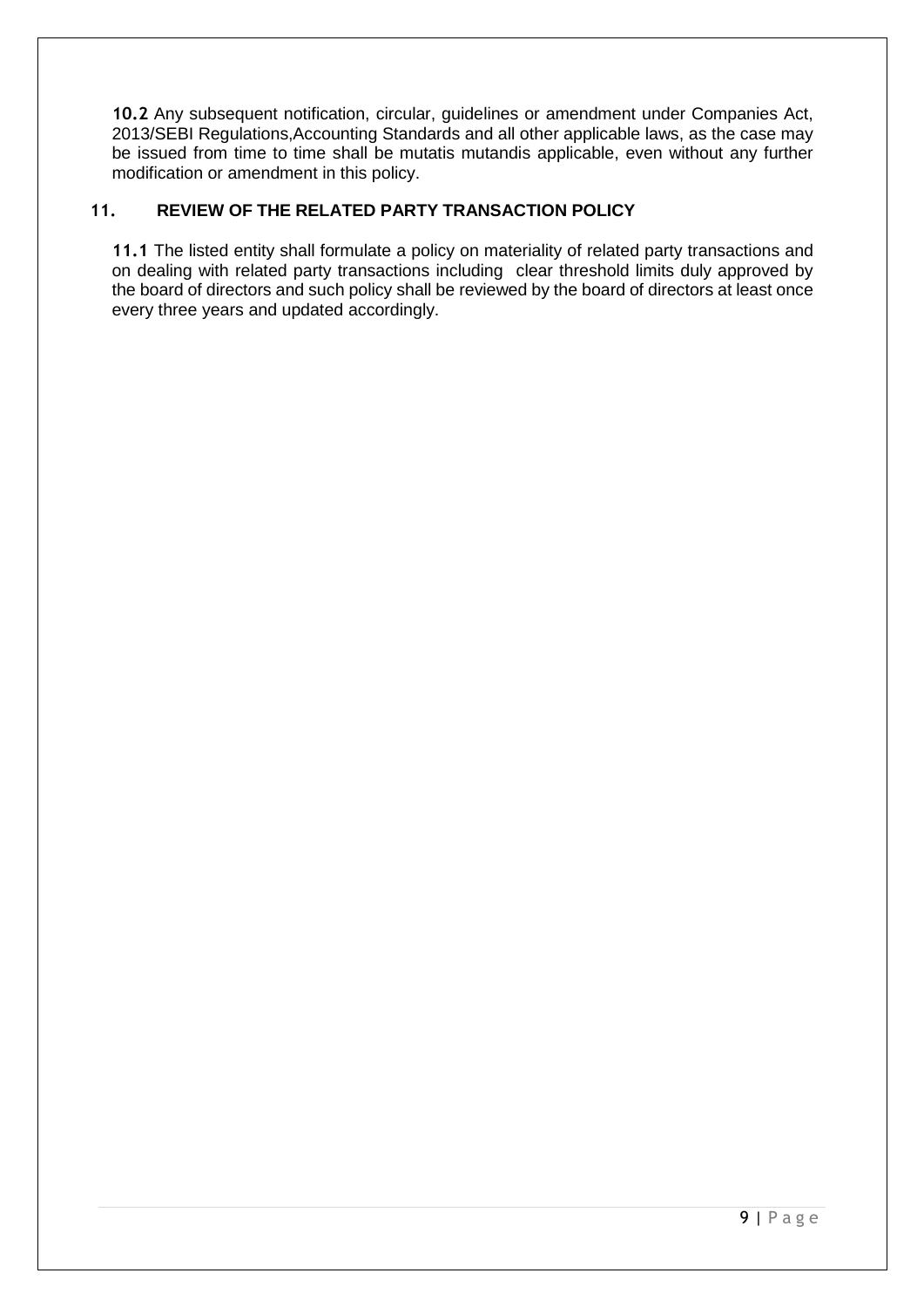**10.2** Any subsequent notification, circular, guidelines or amendment under Companies Act, 2013/SEBI Regulations,Accounting Standards and all other applicable laws, as the case may be issued from time to time shall be mutatis mutandis applicable, even without any further modification or amendment in this policy.

## 11. REVIEW OF THE RELATED PARTY TRANSACTION POLICY

**11.1** The listed entity shall formulate a policy on materiality of related party transactions and on dealing with related party transactions including clear threshold limits duly approved by the board of directors and such policy shall be reviewed by the board of directors at least once every three years and updated accordingly.